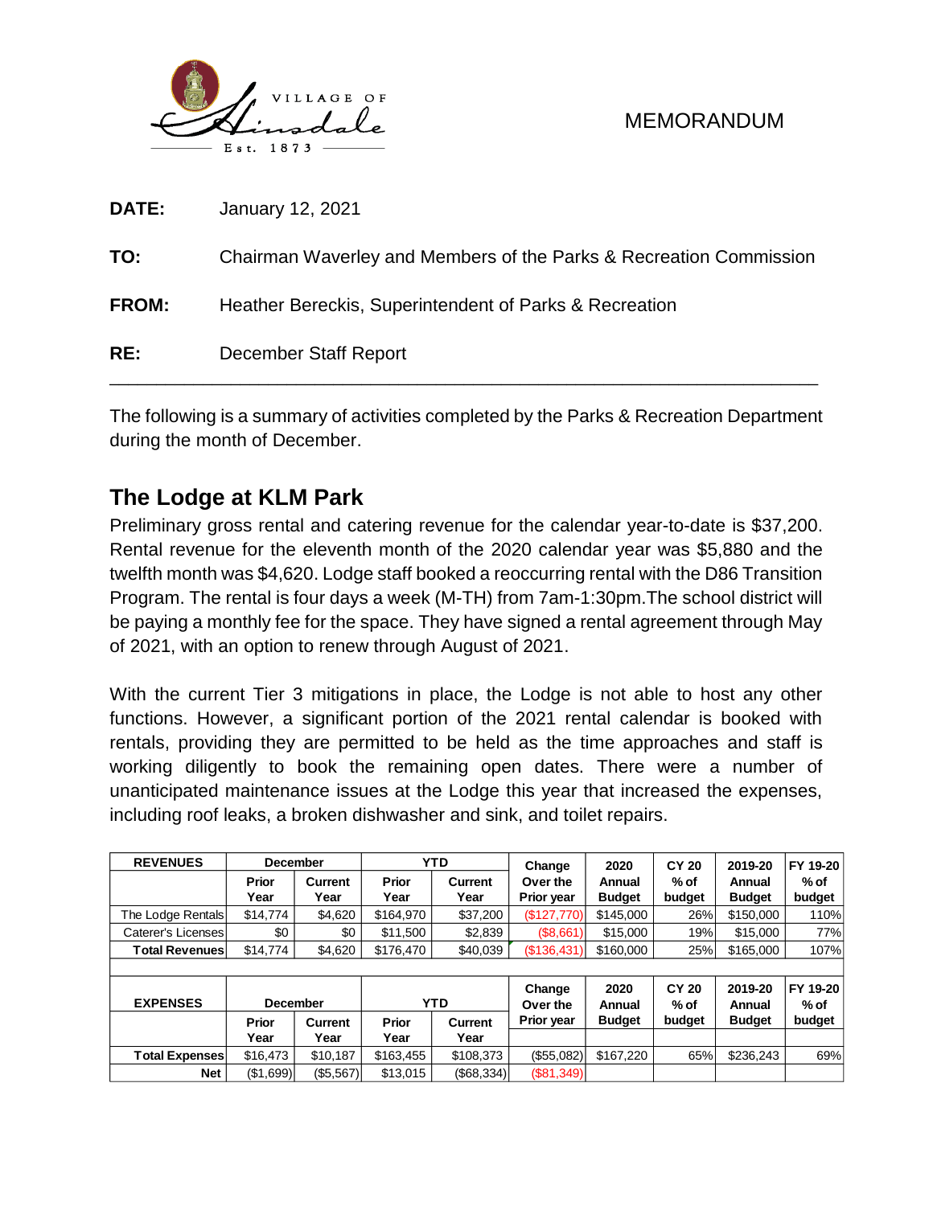VILLAGE OF Hinsdale
Est. 1873

MEMORANDUM

**DATE:** January 12, 2021

**TO:** Chairman Waverley and Members of the Parks & Recreation Commission

**FROM:** Heather Bereckis, Superintendent of Parks & Recreation

**RE:** December Staff Report

---

The following is a summary of activities completed by the Parks & Recreation Department during the month of December.

## The Lodge at KLM Park

Preliminary gross rental and catering revenue for the calendar year-to-date is $37,200. Rental revenue for the eleventh month of the 2020 calendar year was $5,880 and the twelfth month was $4,620. Lodge staff booked a reoccurring rental with the D86 Transition Program. The rental is four days a week (M-TH) from 7am-1:30pm.The school district will be paying a monthly fee for the space. They have signed a rental agreement through May of 2021, with an option to renew through August of 2021.

With the current Tier 3 mitigations in place, the Lodge is not able to host any other functions. However, a significant portion of the 2021 rental calendar is booked with rentals, providing they are permitted to be held as the time approaches and staff is working diligently to book the remaining open dates. There were a number of unanticipated maintenance issues at the Lodge this year that increased the expenses, including roof leaks, a broken dishwasher and sink, and toilet repairs.

| REVENUES | December | | YTD | | Change Over the Prior year | 2020 Annual Budget | CY 20 % of budget | 2019-20 Annual Budget | FY 19-20 % of budget |
|---|---|---|---|---|---|---|---|---|---|
| | Prior Year | Current Year | Prior Year | Current Year | | | | | |
| The Lodge Rentals | $14,774 | $4,620 | $164,970 | $37,200 | ($127,770) | $145,000 | 26% | $150,000 | 110% |
| Caterer's Licenses | $0 | $0 | $11,500 | $2,839 | ($8,661) | $15,000 | 19% | $15,000 | 77% |
| **Total Revenues** | $14,774 | $4,620 | $176,470 | $40,039 | ($136,431) | $160,000 | 25% | $165,000 | 107% |
| | | | | | | | | | |
| **EXPENSES** | December | | YTD | | Change Over the Prior year | 2020 Annual Budget | CY 20 % of budget | 2019-20 Annual Budget | FY 19-20 % of budget |
| | Prior Year | Current Year | Prior Year | Current Year | | | | | |
| **Total Expenses** | $16,473 | $10,187 | $163,455 | $108,373 | ($55,082) | $167,220 | 65% | $236,243 | 69% |
| **Net** | ($1,699) | ($5,567) | $13,015 | ($68,334) | ($81,349) | | | | |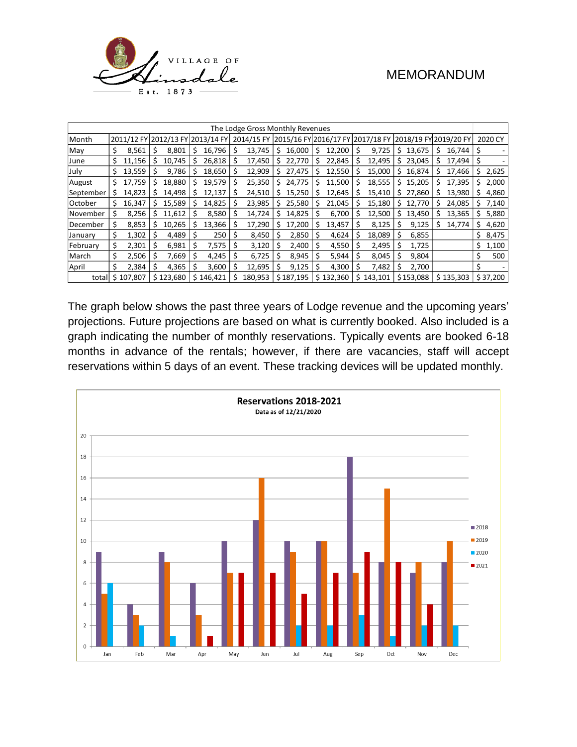MEMORANDUM

| The Lodge Gross Monthly Revenues | | | | | | | | | | |
|---|---|---|---|---|---|---|---|---|---|---|
| Month | 2011/12 FY | 2012/13 FY | 2013/14 FY | 2014/15 FY | 2015/16 FY | 2016/17 FY | 2017/18 FY | 2018/19 FY | 2019/20 FY | 2020 CY |
| May | $ 8,561 | $ 8,801 | $ 16,796 | $ 13,745 | $ 16,000 | $ 12,200 | $ 9,725 | $ 13,675 | $ 16,744 | $ - |
| June | $ 11,156 | $ 10,745 | $ 26,818 | $ 17,450 | $ 22,770 | $ 22,845 | $ 12,495 | $ 23,045 | $ 17,494 | $ - |
| July | $ 13,559 | $ 9,786 | $ 18,650 | $ 12,909 | $ 27,475 | $ 12,550 | $ 15,000 | $ 16,874 | $ 17,466 | $ 2,625 |
| August | $ 17,759 | $ 18,880 | $ 19,579 | $ 25,350 | $ 24,775 | $ 11,500 | $ 18,555 | $ 15,205 | $ 17,395 | $ 2,000 |
| September | $ 14,823 | $ 14,498 | $ 12,137 | $ 24,510 | $ 15,250 | $ 12,645 | $ 15,410 | $ 27,860 | $ 13,980 | $ 4,860 |
| October | $ 16,347 | $ 15,589 | $ 14,825 | $ 23,985 | $ 25,580 | $ 21,045 | $ 15,180 | $ 12,770 | $ 24,085 | $ 7,140 |
| November | $ 8,256 | $ 11,612 | $ 8,580 | $ 14,724 | $ 14,825 | $ 6,700 | $ 12,500 | $ 13,450 | $ 13,365 | $ 5,880 |
| December | $ 8,853 | $ 10,265 | $ 13,366 | $ 17,290 | $ 17,200 | $ 13,457 | $ 8,125 | $ 9,125 | $ 14,774 | $ 4,620 |
| January | $ 1,302 | $ 4,489 | $ 250 | $ 8,450 | $ 2,850 | $ 4,624 | $ 18,089 | $ 6,855 | | $ 8,475 |
| February | $ 2,301 | $ 6,981 | $ 7,575 | $ 3,120 | $ 2,400 | $ 4,550 | $ 2,495 | $ 1,725 | | $ 1,100 |
| March | $ 2,506 | $ 7,669 | $ 4,245 | $ 6,725 | $ 8,945 | $ 5,944 | $ 8,045 | $ 9,804 | | $ 500 |
| April | $ 2,384 | $ 4,365 | $ 3,600 | $ 12,695 | $ 9,125 | $ 4,300 | $ 7,482 | $ 2,700 | | $ - |
| total | $ 107,807 | $ 123,680 | $ 146,421 | $ 180,953 | $ 187,195 | $ 132,360 | $ 143,101 | $ 153,088 | $ 135,303 | $ 37,200 |

The graph below shows the past three years of Lodge revenue and the upcoming years' projections. Future projections are based on what is currently booked. Also included is a graph indicating the number of monthly reservations. Typically events are booked 6-18 months in advance of the rentals; however, if there are vacancies, staff will accept reservations within 5 days of an event. These tracking devices will be updated monthly.

Reservations 2018-2021
Data as of 12/21/2020

0
2
4
6
8
10
12
14
16
18
20

Jan
Feb
Mar
Apr
May
Jun
Jul
Aug
Sep
Oct
Nov
Dec

2018
2019
2020
2021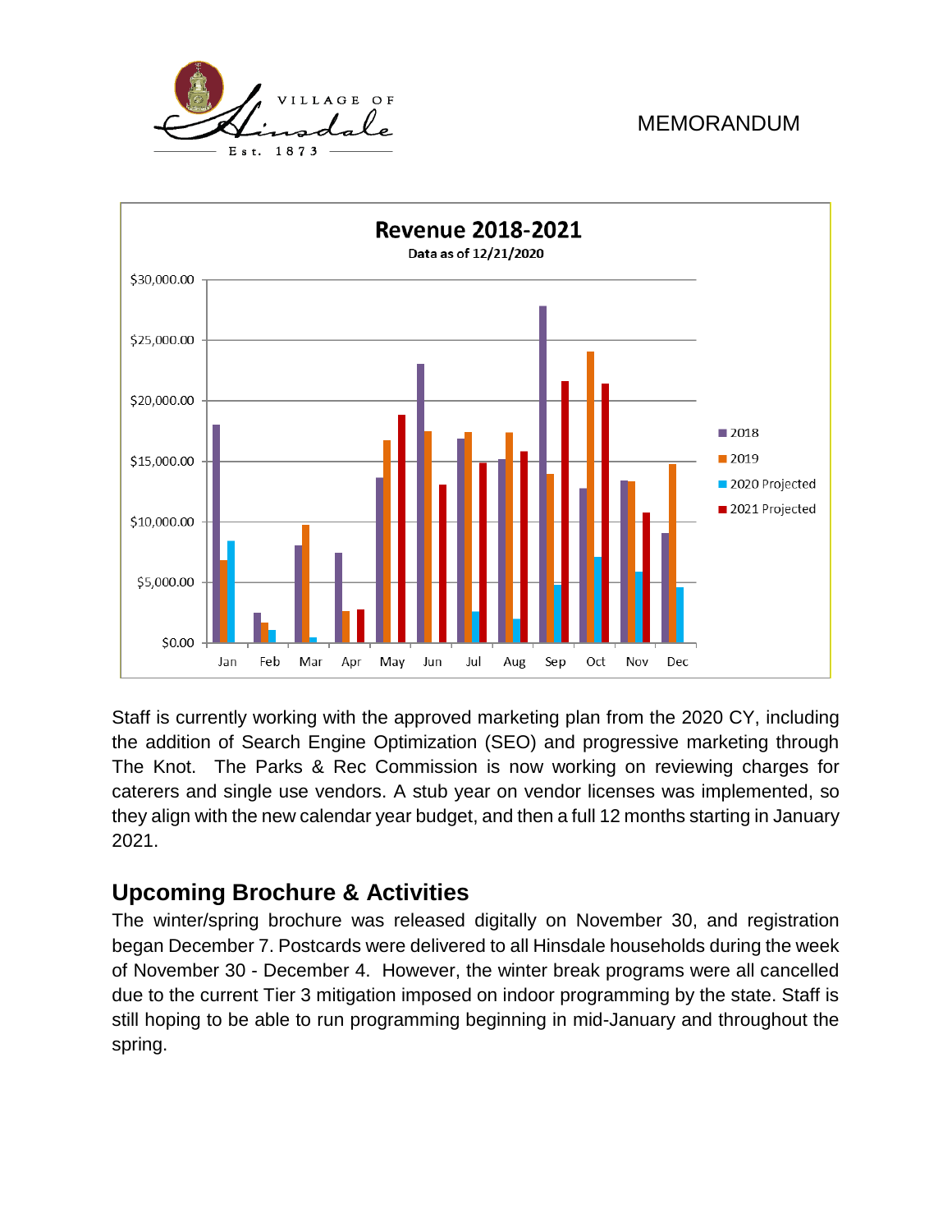VILLAGE OF Hinsdale Est. 1873

MEMORANDUM

Revenue 2018-2021

Data as of 12/21/2020

$30,000.00
$25,000.00
$20,000.00
$15,000.00
$10,000.00
$5,000.00
$0.00

Jan Feb Mar Apr May Jun Jul Aug Sep Oct Nov Dec

2018
2019
2020 Projected
2021 Projected

Staff is currently working with the approved marketing plan from the 2020 CY, including the addition of Search Engine Optimization (SEO) and progressive marketing through The Knot. The Parks & Rec Commission is now working on reviewing charges for caterers and single use vendors. A stub year on vendor licenses was implemented, so they align with the new calendar year budget, and then a full 12 months starting in January 2021.

## Upcoming Brochure & Activities

The winter/spring brochure was released digitally on November 30, and registration began December 7. Postcards were delivered to all Hinsdale households during the week of November 30 - December 4. However, the winter break programs were all cancelled due to the current Tier 3 mitigation imposed on indoor programming by the state. Staff is still hoping to be able to run programming beginning in mid-January and throughout the spring.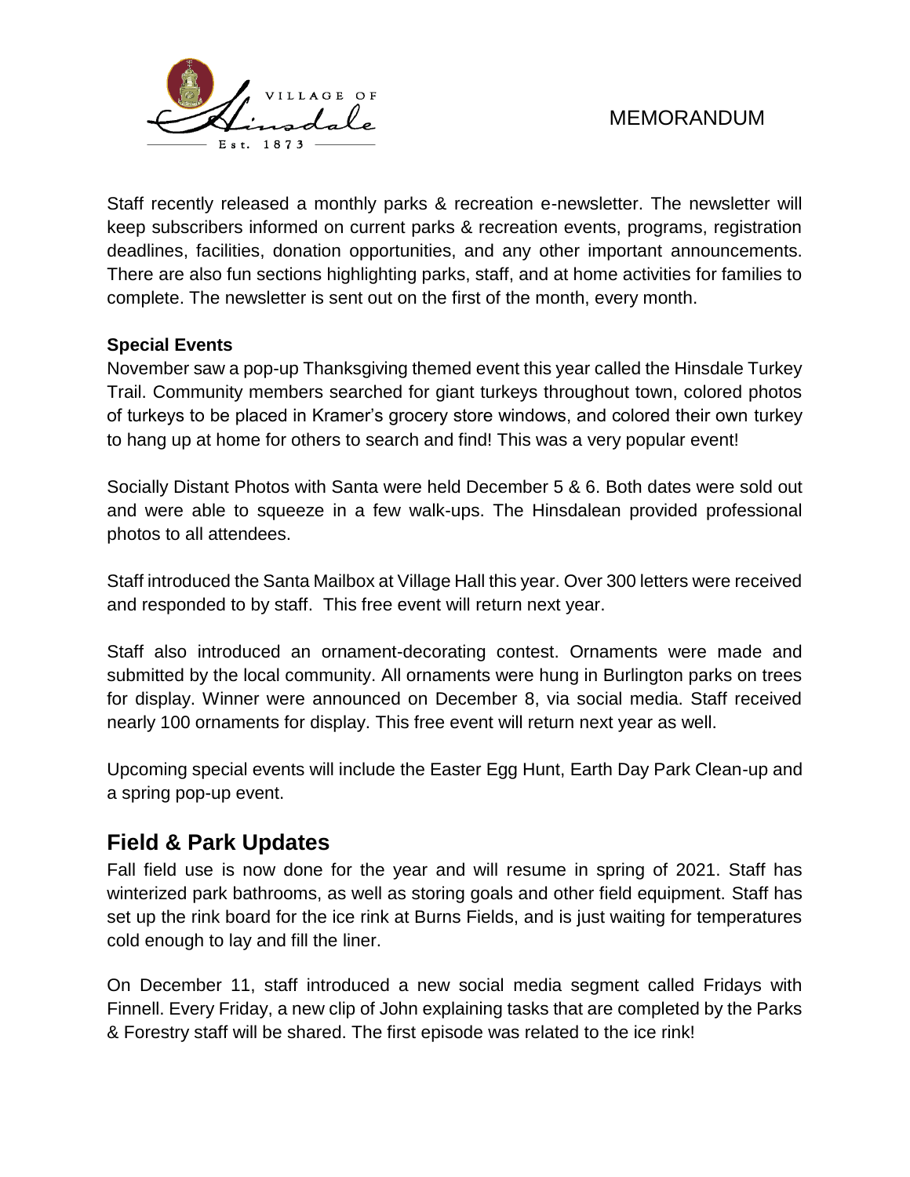MEMORANDUM

Staff recently released a monthly parks & recreation e-newsletter. The newsletter will keep subscribers informed on current parks & recreation events, programs, registration deadlines, facilities, donation opportunities, and any other important announcements. There are also fun sections highlighting parks, staff, and at home activities for families to complete. The newsletter is sent out on the first of the month, every month.

**Special Events**

November saw a pop-up Thanksgiving themed event this year called the Hinsdale Turkey Trail. Community members searched for giant turkeys throughout town, colored photos of turkeys to be placed in Kramer's grocery store windows, and colored their own turkey to hang up at home for others to search and find! This was a very popular event!

Socially Distant Photos with Santa were held December 5 & 6. Both dates were sold out and were able to squeeze in a few walk-ups. The Hinsdalean provided professional photos to all attendees.

Staff introduced the Santa Mailbox at Village Hall this year. Over 300 letters were received and responded to by staff. This free event will return next year.

Staff also introduced an ornament-decorating contest. Ornaments were made and submitted by the local community. All ornaments were hung in Burlington parks on trees for display. Winner were announced on December 8, via social media. Staff received nearly 100 ornaments for display. This free event will return next year as well.

Upcoming special events will include the Easter Egg Hunt, Earth Day Park Clean-up and a spring pop-up event.

## Field & Park Updates

Fall field use is now done for the year and will resume in spring of 2021. Staff has winterized park bathrooms, as well as storing goals and other field equipment. Staff has set up the rink board for the ice rink at Burns Fields, and is just waiting for temperatures cold enough to lay and fill the liner.

On December 11, staff introduced a new social media segment called Fridays with Finnell. Every Friday, a new clip of John explaining tasks that are completed by the Parks & Forestry staff will be shared. The first episode was related to the ice rink!